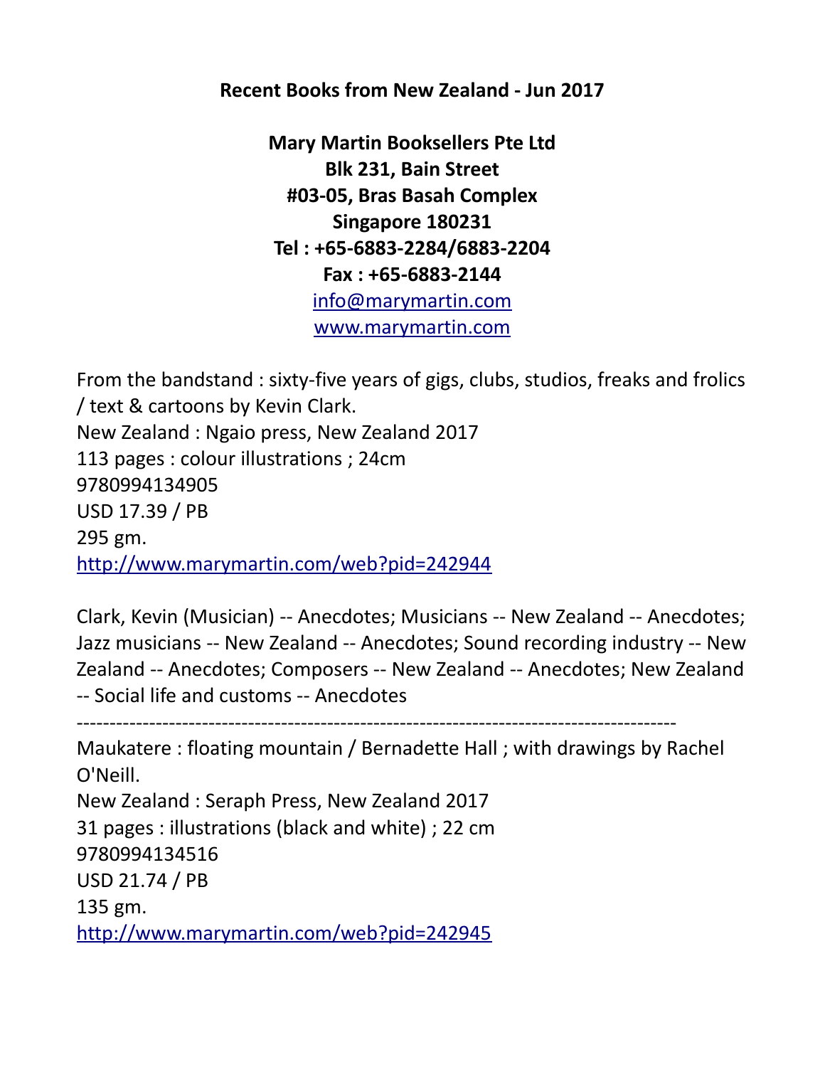**Recent Books from New Zealand - Jun 2017**

**Mary Martin Booksellers Pte Ltd**
**Blk 231, Bain Street**
**#03-05, Bras Basah Complex**
**Singapore 180231**
**Tel : +65-6883-2284/6883-2204**
**Fax : +65-6883-2144**
[info@marymartin.com](mailto:info@marymartin.com)
[www.marymartin.com](http://www.marymartin.com)

From the bandstand : sixty-five years of gigs, clubs, studios, freaks and frolics / text & cartoons by Kevin Clark.
New Zealand : Ngaio press, New Zealand 2017
113 pages : colour illustrations ; 24cm
9780994134905
USD 17.39 / PB
295 gm.
http://www.marymartin.com/web?pid=242944

Clark, Kevin (Musician) -- Anecdotes; Musicians -- New Zealand -- Anecdotes; Jazz musicians -- New Zealand -- Anecdotes; Sound recording industry -- New Zealand -- Anecdotes; Composers -- New Zealand -- Anecdotes; New Zealand -- Social life and customs -- Anecdotes

-----------------------------------------------------------------------------------------

Maukatere : floating mountain / Bernadette Hall ; with drawings by Rachel O'Neill.
New Zealand : Seraph Press, New Zealand 2017
31 pages : illustrations (black and white) ; 22 cm
9780994134516
USD 21.74 / PB
135 gm.
http://www.marymartin.com/web?pid=242945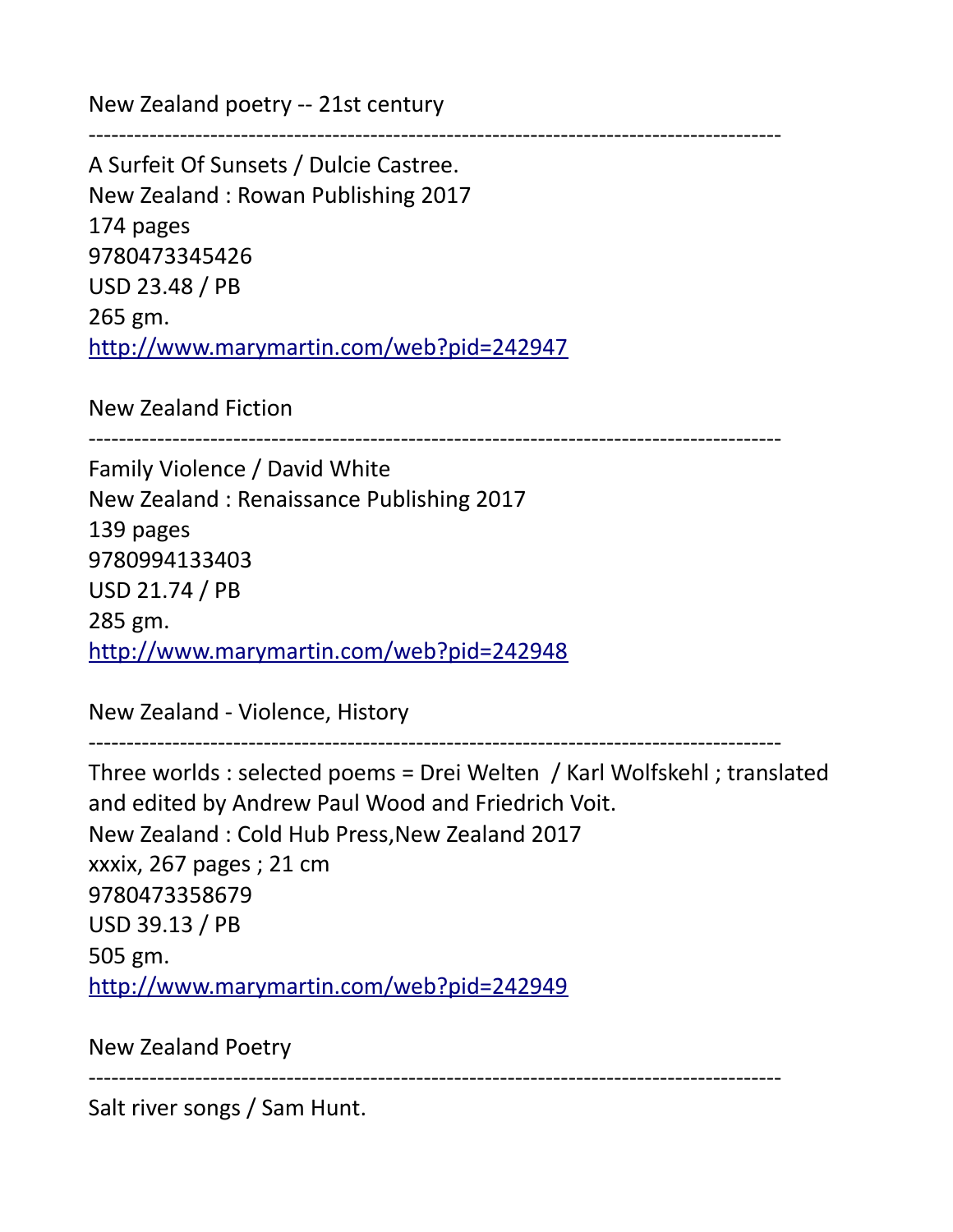New Zealand poetry -- 21st century

------------------------------------------------------------------------------------------

A Surfeit Of Sunsets / Dulcie Castree.
New Zealand : Rowan Publishing 2017
174 pages
9780473345426
USD 23.48 / PB
265 gm.
http://www.marymartin.com/web?pid=242947

New Zealand Fiction

------------------------------------------------------------------------------------------

Family Violence / David White
New Zealand : Renaissance Publishing 2017
139 pages
9780994133403
USD 21.74 / PB
285 gm.
http://www.marymartin.com/web?pid=242948

New Zealand - Violence, History

------------------------------------------------------------------------------------------

Three worlds : selected poems = Drei Welten / Karl Wolfskehl ; translated and edited by Andrew Paul Wood and Friedrich Voit.
New Zealand : Cold Hub Press,New Zealand 2017
xxxix, 267 pages ; 21 cm
9780473358679
USD 39.13 / PB
505 gm.
http://www.marymartin.com/web?pid=242949

New Zealand Poetry

------------------------------------------------------------------------------------------

Salt river songs / Sam Hunt.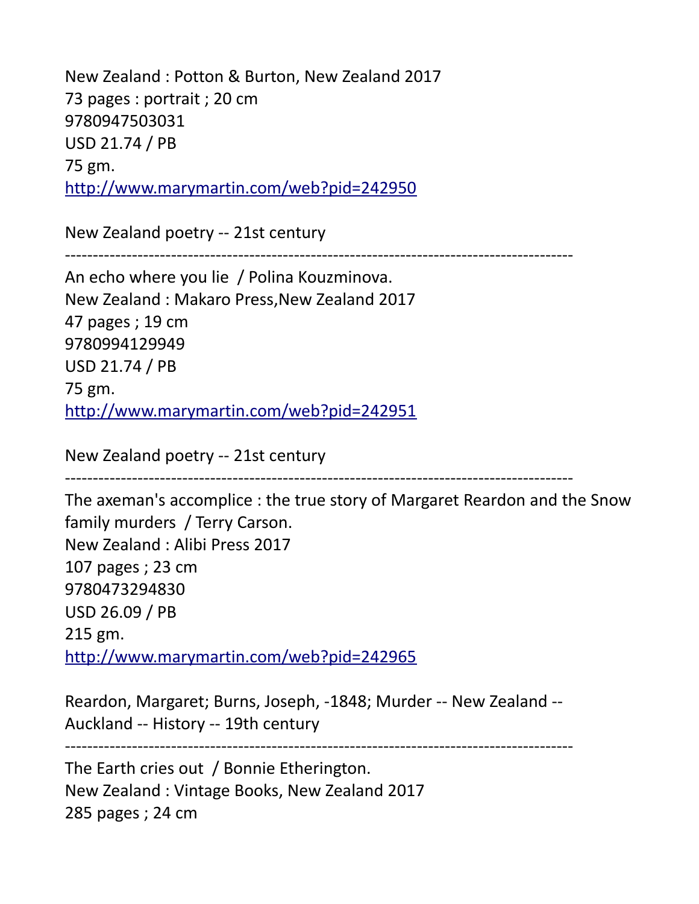New Zealand : Potton & Burton, New Zealand 2017
73 pages : portrait ; 20 cm
9780947503031
USD 21.74 / PB
75 gm.
http://www.marymartin.com/web?pid=242950

New Zealand poetry -- 21st century

------------------------------------------------------------------------------------------

An echo where you lie / Polina Kouzminova.
New Zealand : Makaro Press,New Zealand 2017
47 pages ; 19 cm
9780994129949
USD 21.74 / PB
75 gm.
http://www.marymartin.com/web?pid=242951

New Zealand poetry -- 21st century

------------------------------------------------------------------------------------------

The axeman's accomplice : the true story of Margaret Reardon and the Snow family murders / Terry Carson.
New Zealand : Alibi Press 2017
107 pages ; 23 cm
9780473294830
USD 26.09 / PB
215 gm.
http://www.marymartin.com/web?pid=242965

Reardon, Margaret; Burns, Joseph, -1848; Murder -- New Zealand -- Auckland -- History -- 19th century

------------------------------------------------------------------------------------------

The Earth cries out / Bonnie Etherington.
New Zealand : Vintage Books, New Zealand 2017
285 pages ; 24 cm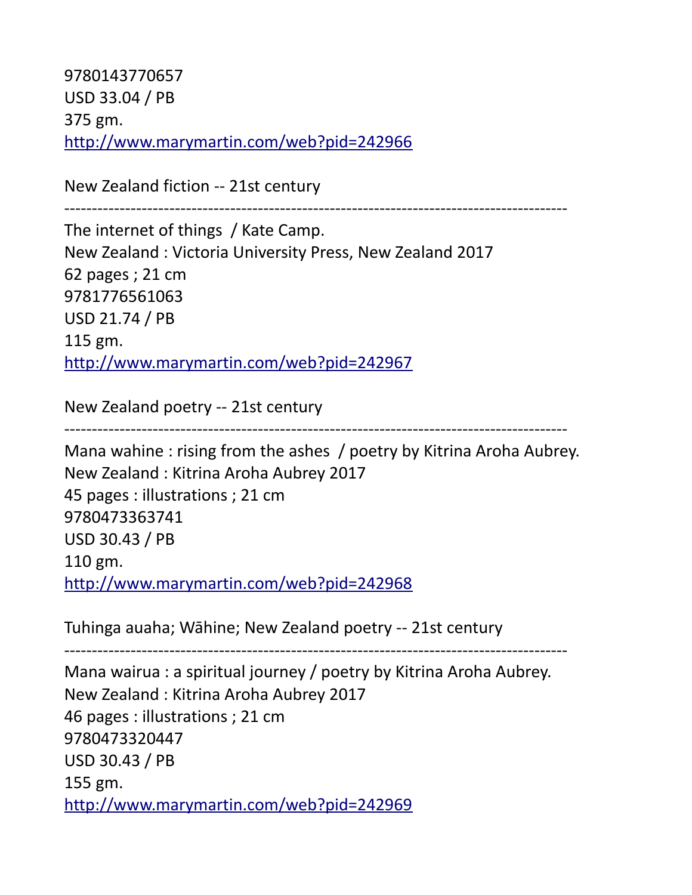9780143770657
USD 33.04 / PB
375 gm.
http://www.marymartin.com/web?pid=242966

New Zealand fiction -- 21st century

------------------------------------------------------------------------------------------

The internet of things / Kate Camp.
New Zealand : Victoria University Press, New Zealand 2017
62 pages ; 21 cm
9781776561063
USD 21.74 / PB
115 gm.
http://www.marymartin.com/web?pid=242967

New Zealand poetry -- 21st century

------------------------------------------------------------------------------------------

Mana wahine : rising from the ashes / poetry by Kitrina Aroha Aubrey.
New Zealand : Kitrina Aroha Aubrey 2017
45 pages : illustrations ; 21 cm
9780473363741
USD 30.43 / PB
110 gm.
http://www.marymartin.com/web?pid=242968

Tuhinga auaha; Wāhine; New Zealand poetry -- 21st century

------------------------------------------------------------------------------------------

Mana wairua : a spiritual journey / poetry by Kitrina Aroha Aubrey.
New Zealand : Kitrina Aroha Aubrey 2017
46 pages : illustrations ; 21 cm
9780473320447
USD 30.43 / PB
155 gm.
http://www.marymartin.com/web?pid=242969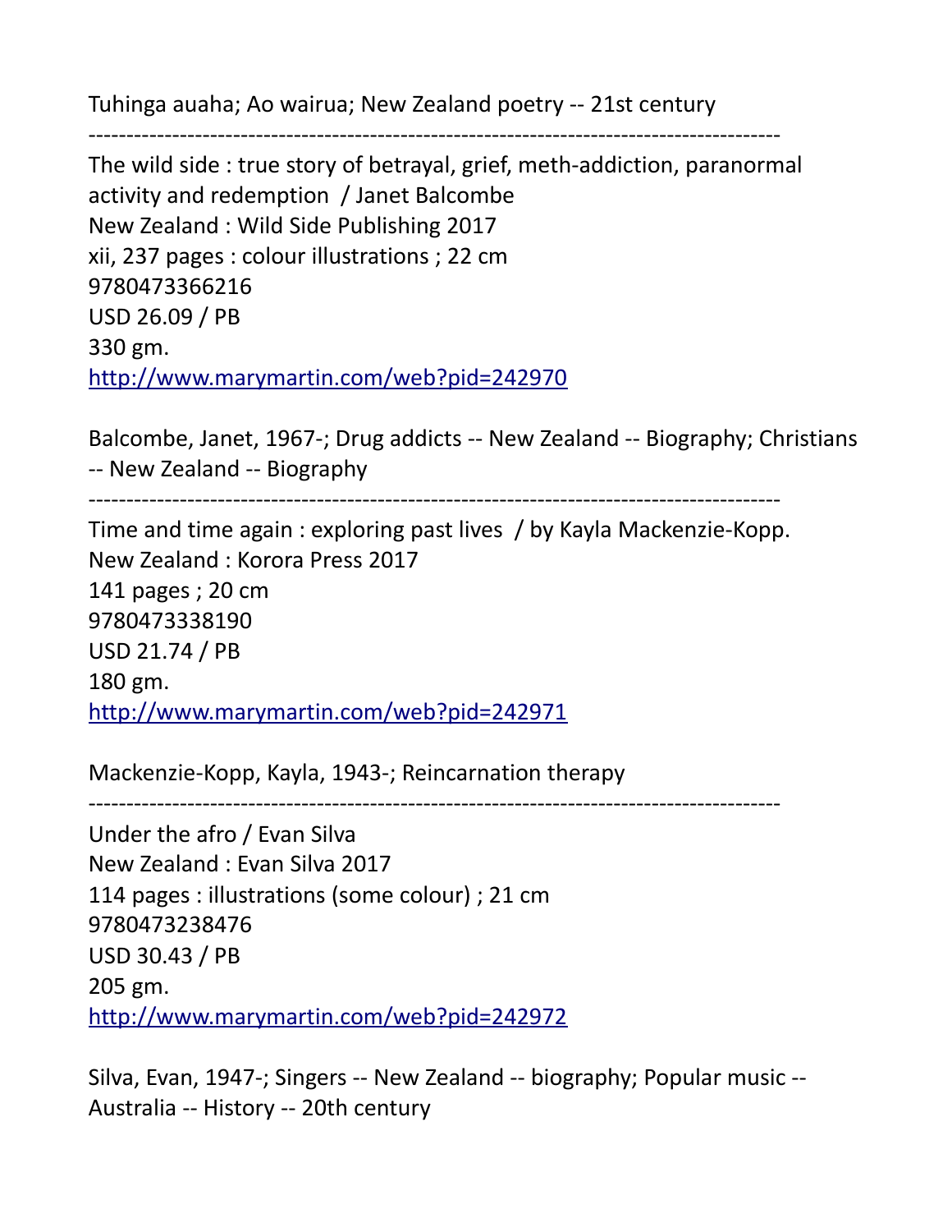Tuhinga auaha; Ao wairua; New Zealand poetry -- 21st century

------------------------------------------------------------------------------------------

The wild side : true story of betrayal, grief, meth-addiction, paranormal activity and redemption / Janet Balcombe
New Zealand : Wild Side Publishing 2017
xii, 237 pages : colour illustrations ; 22 cm
9780473366216
USD 26.09 / PB
330 gm.
http://www.marymartin.com/web?pid=242970

Balcombe, Janet, 1967-; Drug addicts -- New Zealand -- Biography; Christians -- New Zealand -- Biography

------------------------------------------------------------------------------------------

Time and time again : exploring past lives / by Kayla Mackenzie-Kopp.
New Zealand : Korora Press 2017
141 pages ; 20 cm
9780473338190
USD 21.74 / PB
180 gm.
http://www.marymartin.com/web?pid=242971

Mackenzie-Kopp, Kayla, 1943-; Reincarnation therapy

------------------------------------------------------------------------------------------

Under the afro / Evan Silva
New Zealand : Evan Silva 2017
114 pages : illustrations (some colour) ; 21 cm
9780473238476
USD 30.43 / PB
205 gm.
http://www.marymartin.com/web?pid=242972

Silva, Evan, 1947-; Singers -- New Zealand -- biography; Popular music -- Australia -- History -- 20th century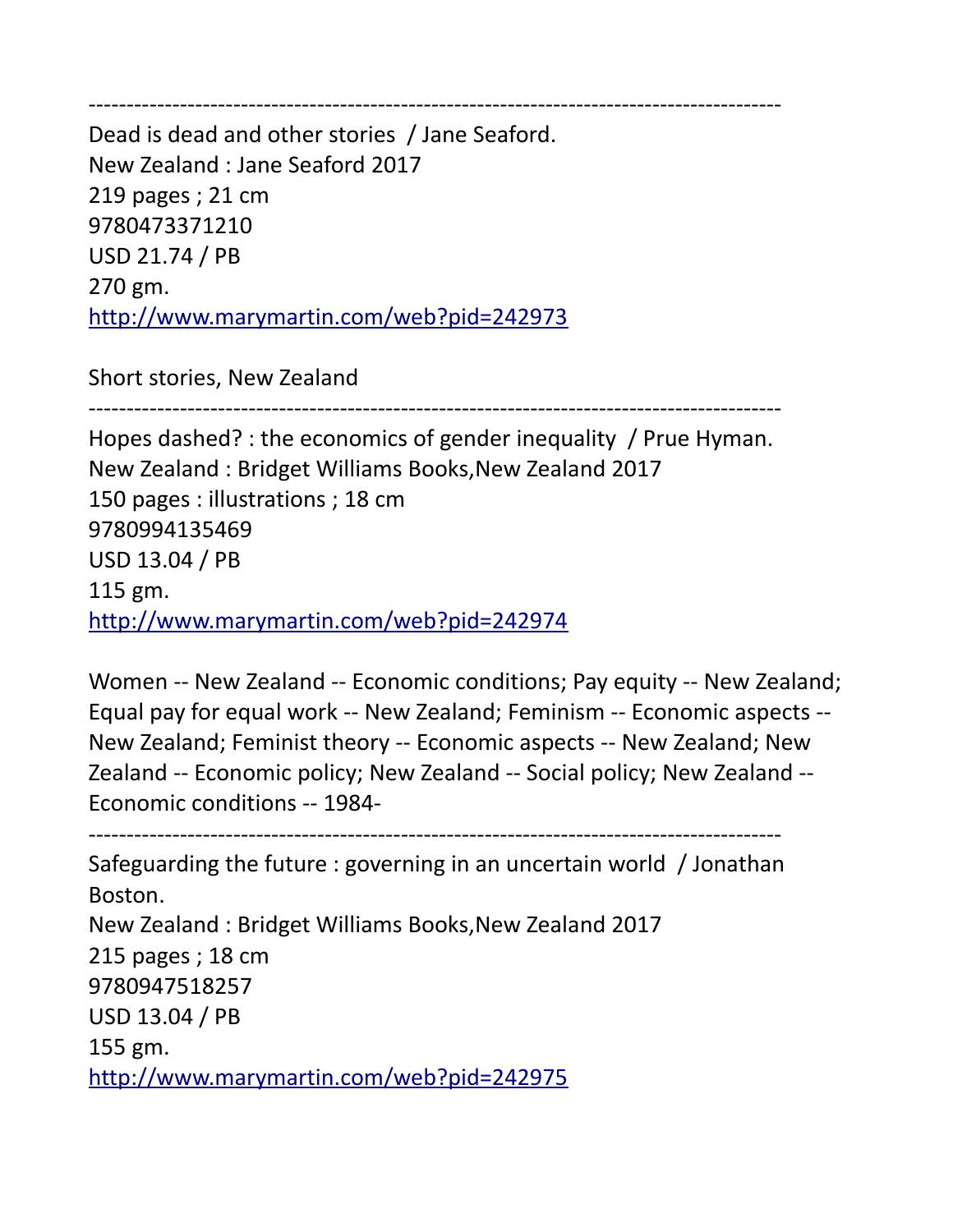-----------------------------------------------------------------------------------------

Dead is dead and other stories / Jane Seaford.
New Zealand : Jane Seaford 2017
219 pages ; 21 cm
9780473371210
USD 21.74 / PB
270 gm.
http://www.marymartin.com/web?pid=242973

Short stories, New Zealand

-----------------------------------------------------------------------------------------

Hopes dashed? : the economics of gender inequality / Prue Hyman.
New Zealand : Bridget Williams Books,New Zealand 2017
150 pages : illustrations ; 18 cm
9780994135469
USD 13.04 / PB
115 gm.
http://www.marymartin.com/web?pid=242974

Women -- New Zealand -- Economic conditions; Pay equity -- New Zealand; Equal pay for equal work -- New Zealand; Feminism -- Economic aspects -- New Zealand; Feminist theory -- Economic aspects -- New Zealand; New Zealand -- Economic policy; New Zealand -- Social policy; New Zealand -- Economic conditions -- 1984-

-----------------------------------------------------------------------------------------

Safeguarding the future : governing in an uncertain world / Jonathan Boston.
New Zealand : Bridget Williams Books,New Zealand 2017
215 pages ; 18 cm
9780947518257
USD 13.04 / PB
155 gm.
http://www.marymartin.com/web?pid=242975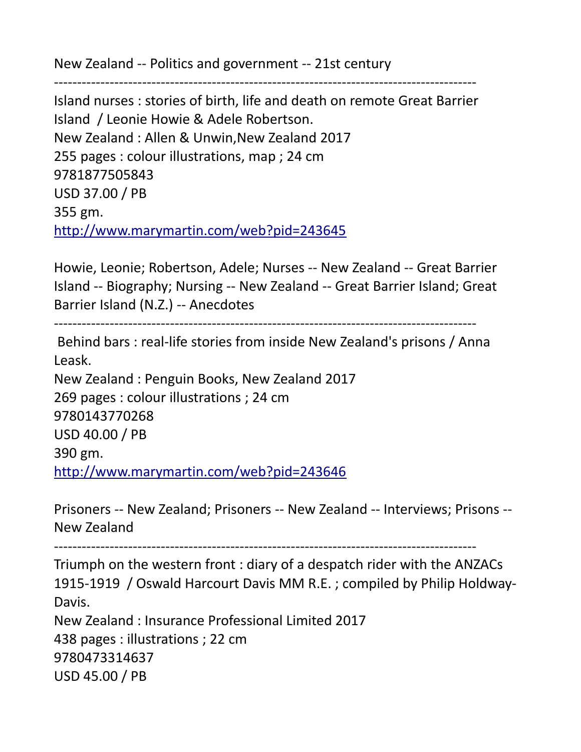New Zealand -- Politics and government -- 21st century

-----------------------------------------------------------------------------------------

Island nurses : stories of birth, life and death on remote Great Barrier Island / Leonie Howie & Adele Robertson.
New Zealand : Allen & Unwin,New Zealand 2017
255 pages : colour illustrations, map ; 24 cm
9781877505843
USD 37.00 / PB
355 gm.
http://www.marymartin.com/web?pid=243645

Howie, Leonie; Robertson, Adele; Nurses -- New Zealand -- Great Barrier Island -- Biography; Nursing -- New Zealand -- Great Barrier Island; Great Barrier Island (N.Z.) -- Anecdotes

-----------------------------------------------------------------------------------------

Behind bars : real-life stories from inside New Zealand's prisons / Anna Leask.
New Zealand : Penguin Books, New Zealand 2017
269 pages : colour illustrations ; 24 cm
9780143770268
USD 40.00 / PB
390 gm.
http://www.marymartin.com/web?pid=243646

Prisoners -- New Zealand; Prisoners -- New Zealand -- Interviews; Prisons -- New Zealand

-----------------------------------------------------------------------------------------

Triumph on the western front : diary of a despatch rider with the ANZACs 1915-1919 / Oswald Harcourt Davis MM R.E. ; compiled by Philip Holdway-Davis.
New Zealand : Insurance Professional Limited 2017
438 pages : illustrations ; 22 cm
9780473314637
USD 45.00 / PB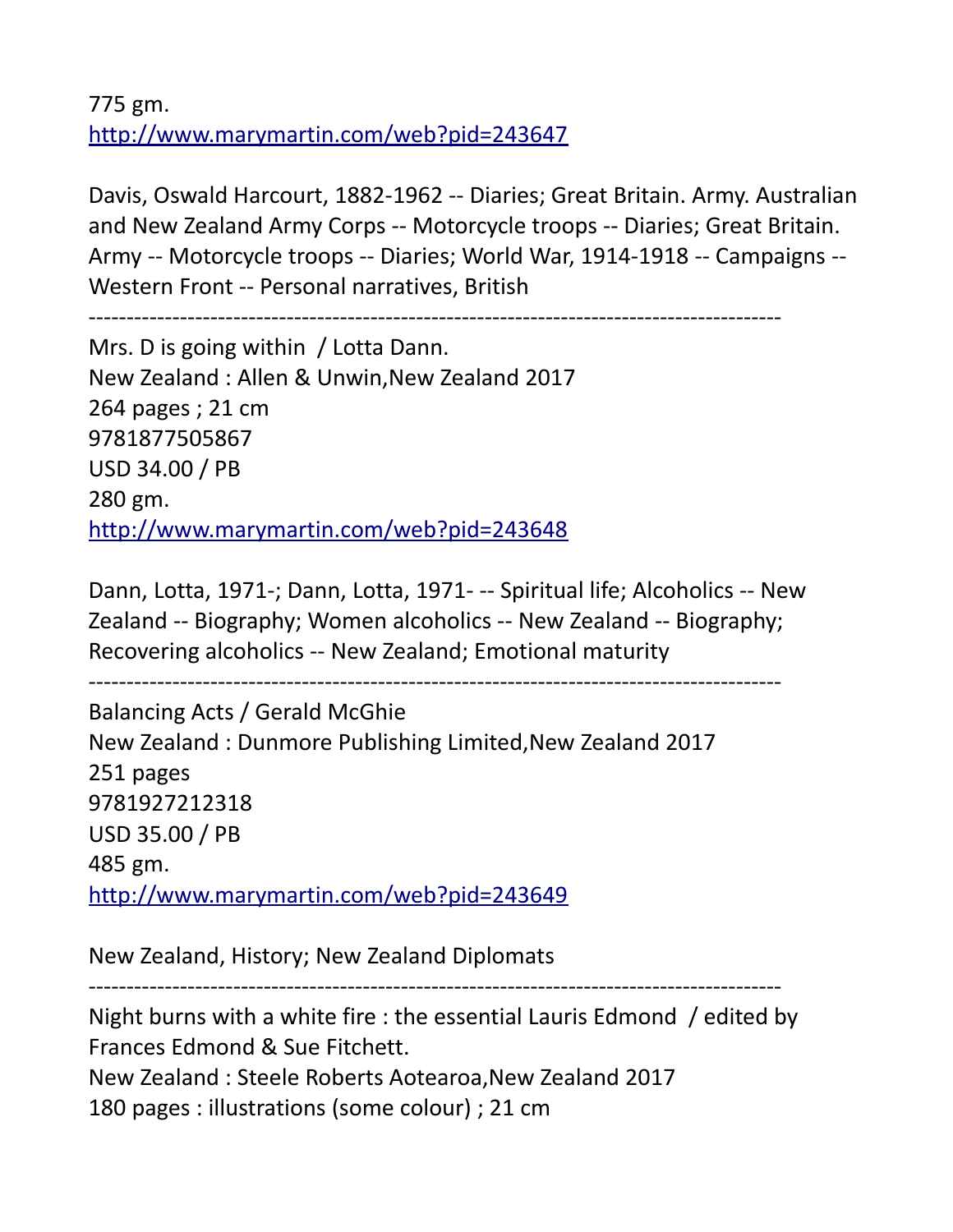775 gm.
http://www.marymartin.com/web?pid=243647

Davis, Oswald Harcourt, 1882-1962 -- Diaries; Great Britain. Army. Australian and New Zealand Army Corps -- Motorcycle troops -- Diaries; Great Britain. Army -- Motorcycle troops -- Diaries; World War, 1914-1918 -- Campaigns -- Western Front -- Personal narratives, British

-------------------------------------------------------------------------------------------

Mrs. D is going within / Lotta Dann.
New Zealand : Allen & Unwin,New Zealand 2017
264 pages ; 21 cm
9781877505867
USD 34.00 / PB
280 gm.
http://www.marymartin.com/web?pid=243648

Dann, Lotta, 1971-; Dann, Lotta, 1971- -- Spiritual life; Alcoholics -- New Zealand -- Biography; Women alcoholics -- New Zealand -- Biography; Recovering alcoholics -- New Zealand; Emotional maturity

-------------------------------------------------------------------------------------------

Balancing Acts / Gerald McGhie
New Zealand : Dunmore Publishing Limited,New Zealand 2017
251 pages
9781927212318
USD 35.00 / PB
485 gm.
http://www.marymartin.com/web?pid=243649

New Zealand, History; New Zealand Diplomats

-------------------------------------------------------------------------------------------

Night burns with a white fire : the essential Lauris Edmond / edited by Frances Edmond & Sue Fitchett.
New Zealand : Steele Roberts Aotearoa,New Zealand 2017
180 pages : illustrations (some colour) ; 21 cm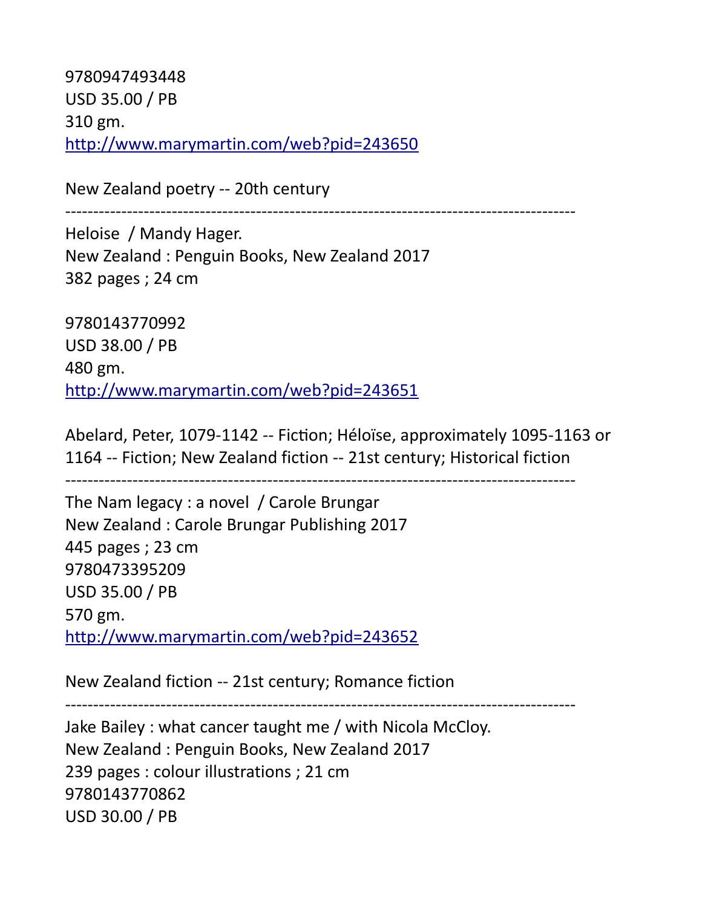9780947493448
USD 35.00 / PB
310 gm.
http://www.marymartin.com/web?pid=243650

New Zealand poetry -- 20th century

------------------------------------------------------------------------------------------

Heloise / Mandy Hager.
New Zealand : Penguin Books, New Zealand 2017
382 pages ; 24 cm

9780143770992
USD 38.00 / PB
480 gm.
http://www.marymartin.com/web?pid=243651

Abelard, Peter, 1079-1142 -- Fiction; Héloïse, approximately 1095-1163 or 1164 -- Fiction; New Zealand fiction -- 21st century; Historical fiction

------------------------------------------------------------------------------------------

The Nam legacy : a novel / Carole Brungar
New Zealand : Carole Brungar Publishing 2017
445 pages ; 23 cm
9780473395209
USD 35.00 / PB
570 gm.
http://www.marymartin.com/web?pid=243652

New Zealand fiction -- 21st century; Romance fiction

------------------------------------------------------------------------------------------

Jake Bailey : what cancer taught me / with Nicola McCloy.
New Zealand : Penguin Books, New Zealand 2017
239 pages : colour illustrations ; 21 cm
9780143770862
USD 30.00 / PB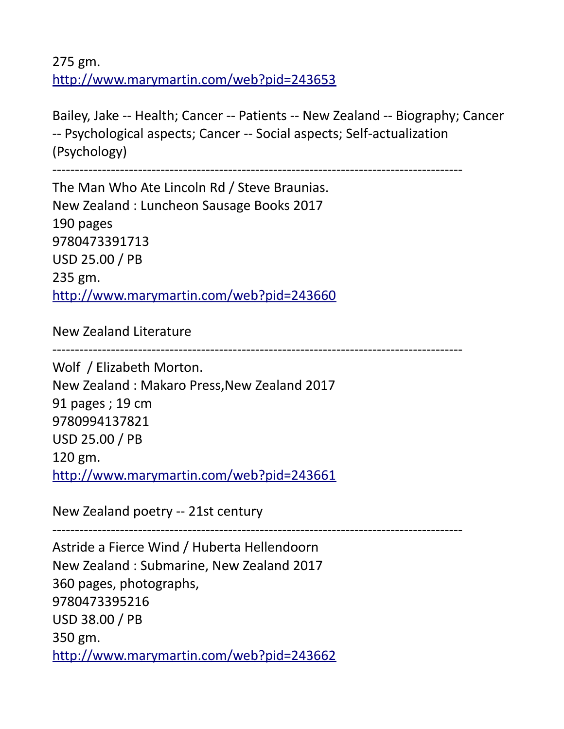275 gm.
http://www.marymartin.com/web?pid=243653

Bailey, Jake -- Health; Cancer -- Patients -- New Zealand -- Biography; Cancer -- Psychological aspects; Cancer -- Social aspects; Self-actualization (Psychology)

------------------------------------------------------------------------------------------

The Man Who Ate Lincoln Rd / Steve Braunias.
New Zealand : Luncheon Sausage Books 2017
190 pages
9780473391713
USD 25.00 / PB
235 gm.
http://www.marymartin.com/web?pid=243660

New Zealand Literature

------------------------------------------------------------------------------------------

Wolf / Elizabeth Morton.
New Zealand : Makaro Press,New Zealand 2017
91 pages ; 19 cm
9780994137821
USD 25.00 / PB
120 gm.
http://www.marymartin.com/web?pid=243661

New Zealand poetry -- 21st century

------------------------------------------------------------------------------------------

Astride a Fierce Wind / Huberta Hellendoorn
New Zealand : Submarine, New Zealand 2017
360 pages, photographs,
9780473395216
USD 38.00 / PB
350 gm.
http://www.marymartin.com/web?pid=243662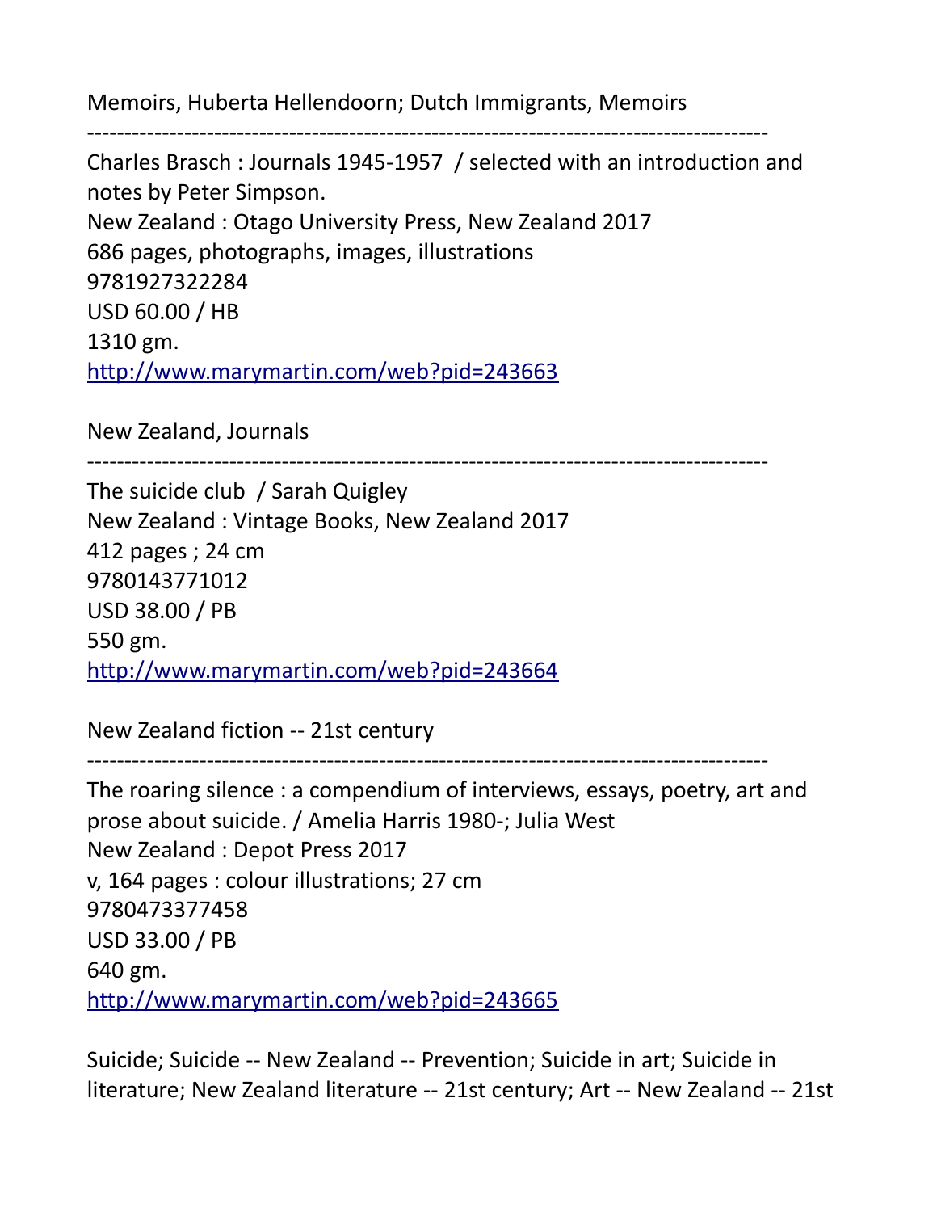Memoirs, Huberta Hellendoorn; Dutch Immigrants, Memoirs

------------------------------------------------------------------------------------------

Charles Brasch : Journals 1945-1957 / selected with an introduction and notes by Peter Simpson.
New Zealand : Otago University Press, New Zealand 2017
686 pages, photographs, images, illustrations
9781927322284
USD 60.00 / HB
1310 gm.
http://www.marymartin.com/web?pid=243663

New Zealand, Journals

------------------------------------------------------------------------------------------

The suicide club / Sarah Quigley
New Zealand : Vintage Books, New Zealand 2017
412 pages ; 24 cm
9780143771012
USD 38.00 / PB
550 gm.
http://www.marymartin.com/web?pid=243664

New Zealand fiction -- 21st century

------------------------------------------------------------------------------------------

The roaring silence : a compendium of interviews, essays, poetry, art and prose about suicide. / Amelia Harris 1980-; Julia West
New Zealand : Depot Press 2017
v, 164 pages : colour illustrations; 27 cm
9780473377458
USD 33.00 / PB
640 gm.
http://www.marymartin.com/web?pid=243665

Suicide; Suicide -- New Zealand -- Prevention; Suicide in art; Suicide in literature; New Zealand literature -- 21st century; Art -- New Zealand -- 21st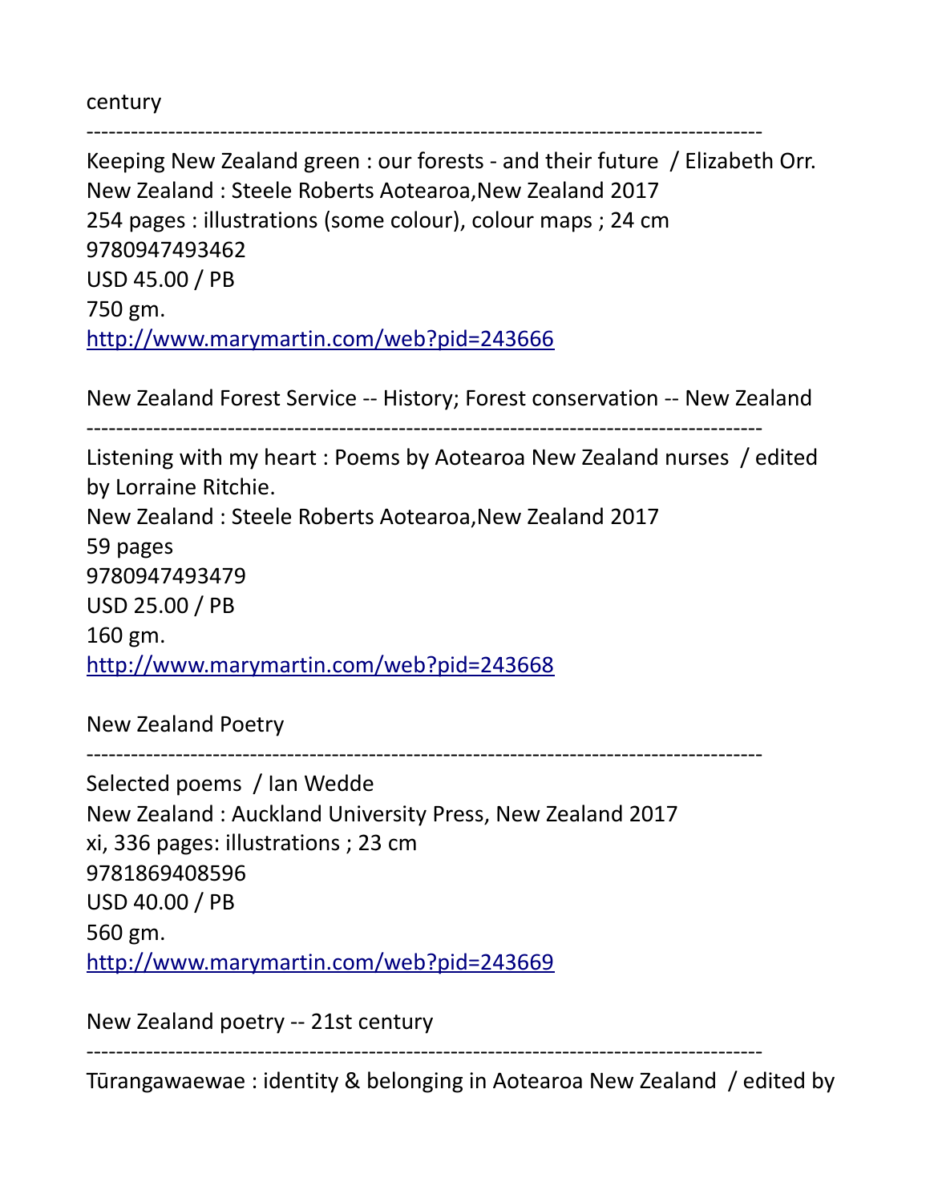century

------------------------------------------------------------------------------------------

Keeping New Zealand green : our forests - and their future / Elizabeth Orr.
New Zealand : Steele Roberts Aotearoa,New Zealand 2017
254 pages : illustrations (some colour), colour maps ; 24 cm
9780947493462
USD 45.00 / PB
750 gm.
http://www.marymartin.com/web?pid=243666

New Zealand Forest Service -- History; Forest conservation -- New Zealand

------------------------------------------------------------------------------------------

Listening with my heart : Poems by Aotearoa New Zealand nurses / edited by Lorraine Ritchie.
New Zealand : Steele Roberts Aotearoa,New Zealand 2017
59 pages
9780947493479
USD 25.00 / PB
160 gm.
http://www.marymartin.com/web?pid=243668

New Zealand Poetry

------------------------------------------------------------------------------------------

Selected poems / Ian Wedde
New Zealand : Auckland University Press, New Zealand 2017
xi, 336 pages: illustrations ; 23 cm
9781869408596
USD 40.00 / PB
560 gm.
http://www.marymartin.com/web?pid=243669

New Zealand poetry -- 21st century

------------------------------------------------------------------------------------------

Tūrangawaewae : identity & belonging in Aotearoa New Zealand / edited by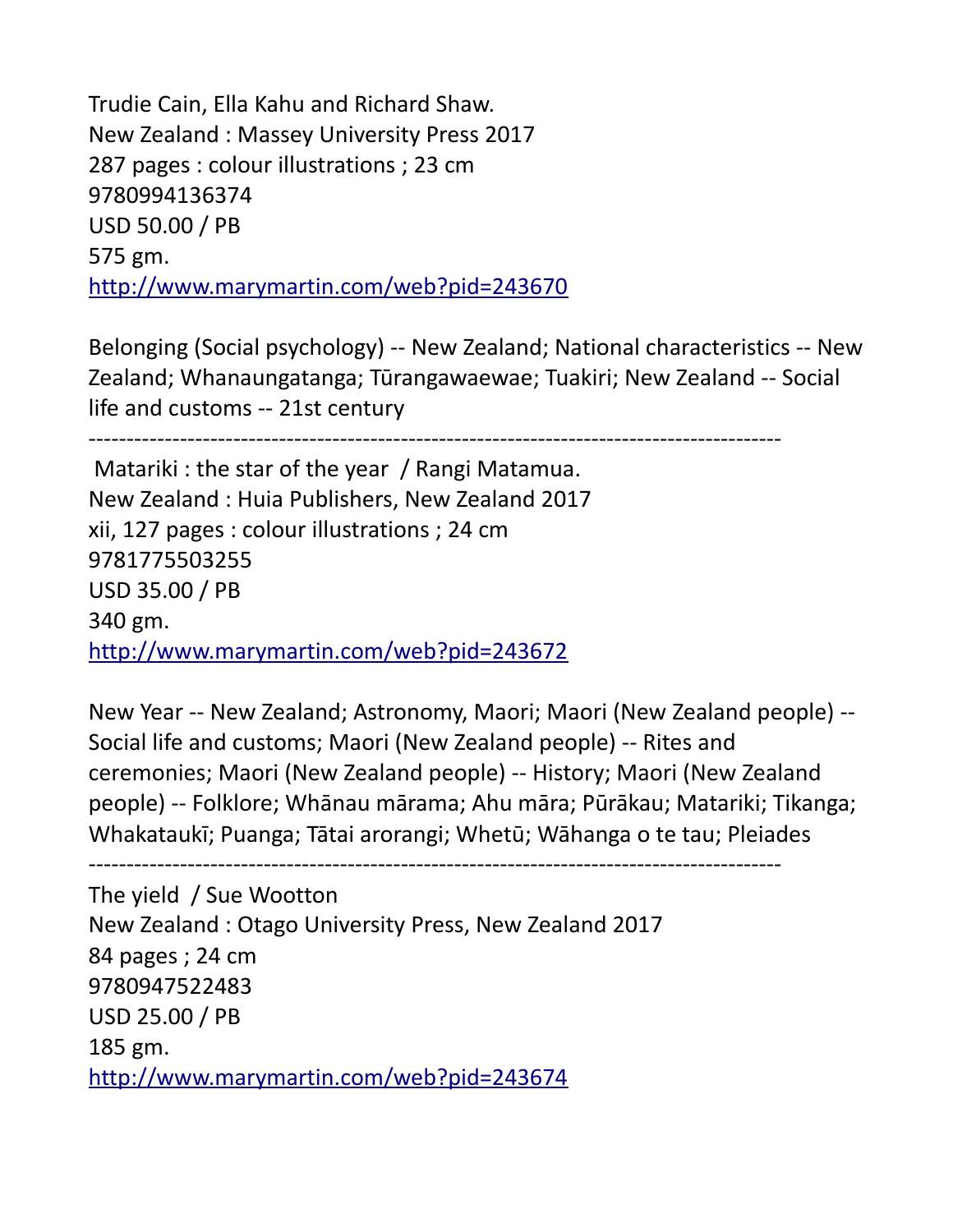Trudie Cain, Ella Kahu and Richard Shaw.
New Zealand : Massey University Press 2017
287 pages : colour illustrations ; 23 cm
9780994136374
USD 50.00 / PB
575 gm.
http://www.marymartin.com/web?pid=243670

Belonging (Social psychology) -- New Zealand; National characteristics -- New Zealand; Whanaungatanga; Tūrangawaewae; Tuakiri; New Zealand -- Social life and customs -- 21st century

------------------------------------------------------------------------------------------

Matariki : the star of the year / Rangi Matamua.
New Zealand : Huia Publishers, New Zealand 2017
xii, 127 pages : colour illustrations ; 24 cm
9781775503255
USD 35.00 / PB
340 gm.
http://www.marymartin.com/web?pid=243672

New Year -- New Zealand; Astronomy, Maori; Maori (New Zealand people) -- Social life and customs; Maori (New Zealand people) -- Rites and ceremonies; Maori (New Zealand people) -- History; Maori (New Zealand people) -- Folklore; Whānau mārama; Ahu māra; Pūrākau; Matariki; Tikanga; Whakataukī; Puanga; Tātai arorangi; Whetū; Wāhanga o te tau; Pleiades

------------------------------------------------------------------------------------------

The yield / Sue Wootton
New Zealand : Otago University Press, New Zealand 2017
84 pages ; 24 cm
9780947522483
USD 25.00 / PB
185 gm.
http://www.marymartin.com/web?pid=243674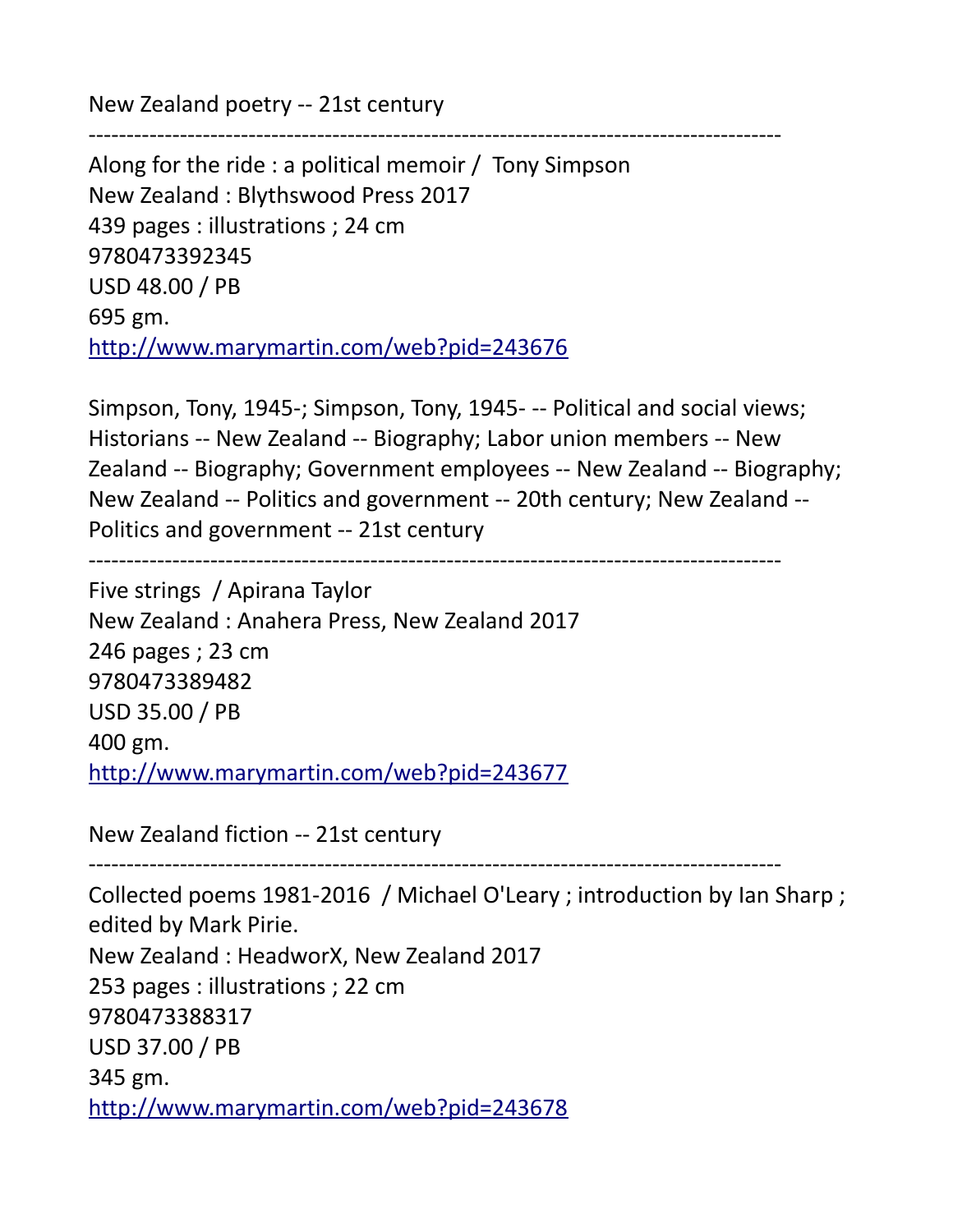New Zealand poetry -- 21st century

------------------------------------------------------------------------------------------

Along for the ride : a political memoir / Tony Simpson
New Zealand : Blythswood Press 2017
439 pages : illustrations ; 24 cm
9780473392345
USD 48.00 / PB
695 gm.
http://www.marymartin.com/web?pid=243676

Simpson, Tony, 1945-; Simpson, Tony, 1945- -- Political and social views; Historians -- New Zealand -- Biography; Labor union members -- New Zealand -- Biography; Government employees -- New Zealand -- Biography; New Zealand -- Politics and government -- 20th century; New Zealand -- Politics and government -- 21st century

------------------------------------------------------------------------------------------

Five strings / Apirana Taylor
New Zealand : Anahera Press, New Zealand 2017
246 pages ; 23 cm
9780473389482
USD 35.00 / PB
400 gm.
http://www.marymartin.com/web?pid=243677

New Zealand fiction -- 21st century

------------------------------------------------------------------------------------------

Collected poems 1981-2016 / Michael O'Leary ; introduction by Ian Sharp ; edited by Mark Pirie.
New Zealand : HeadworX, New Zealand 2017
253 pages : illustrations ; 22 cm
9780473388317
USD 37.00 / PB
345 gm.
http://www.marymartin.com/web?pid=243678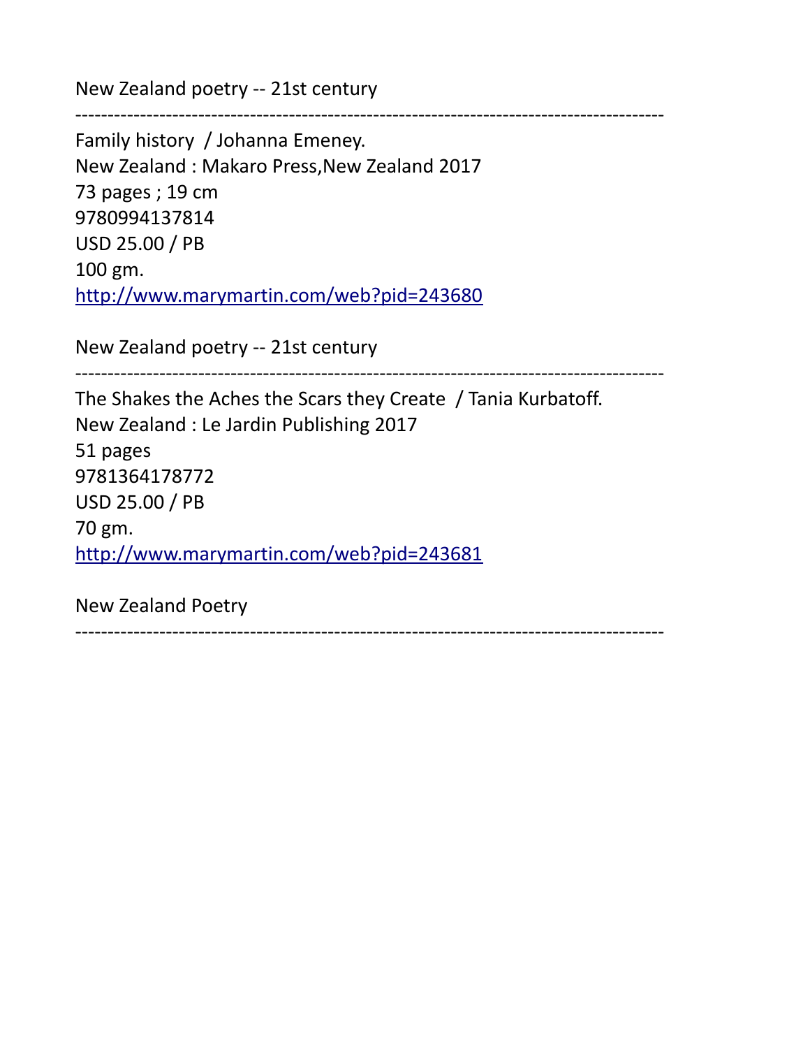New Zealand poetry -- 21st century

------------------------------------------------------------------------------------------

Family history / Johanna Emeney.
New Zealand : Makaro Press,New Zealand 2017
73 pages ; 19 cm
9780994137814
USD 25.00 / PB
100 gm.
http://www.marymartin.com/web?pid=243680

New Zealand poetry -- 21st century

------------------------------------------------------------------------------------------

The Shakes the Aches the Scars they Create / Tania Kurbatoff.
New Zealand : Le Jardin Publishing 2017
51 pages
9781364178772
USD 25.00 / PB
70 gm.
http://www.marymartin.com/web?pid=243681

New Zealand Poetry

------------------------------------------------------------------------------------------